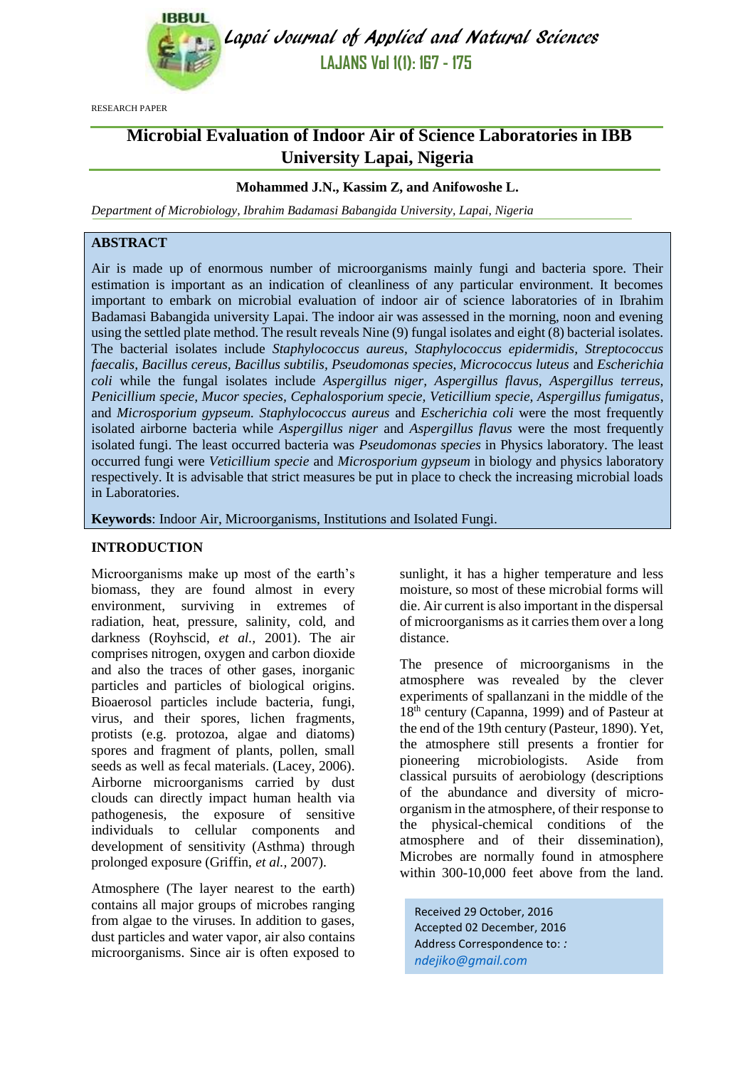RESEARCH PAPER

# Microbial Evaluation of Indoor Air of Science Laboratories in IBB University Lapai, Nigeria

**Mohammed J.N., Kassim Z, and Anifowoshe L.**

*Department of Microbiology, Ibrahim Badamasi Babangida University, Lapai, Nigeria*

## ABSTRACT

Air is made up of enormous number of microorganisms mainly fungi and bacteria spore. Their estimation is important as an indication of cleanliness of any particular environment. It becomes important to embark on microbial evaluation of indoor air of science laboratories of in Ibrahim Badamasi Babangida university Lapai. The indoor air was assessed in the morning, noon and evening using the settled plate method. The result reveals Nine (9) fungal isolates and eight (8) bacterial isolates. The bacterial isolates include *Staphylococcus aureus*, *Staphylococcus epidermidis, Streptococcus faecalis, Bacillus cereus, Bacillus subtilis, Pseudomonas species, Micrococcus luteus* and *Escherichia coli* while the fungal isolates include *Aspergillus niger, Aspergillus flavus, Aspergillus terreus, Penicillium specie, Mucor species, Cephalosporium specie, Veticillium specie, Aspergillus fumigatus*, and *Microsporium gypseum. Staphylococcus aureus* and *Escherichia coli* were the most frequently isolated airborne bacteria while *Aspergillus niger* and *Aspergillus flavus* were the most frequently isolated fungi. The least occurred bacteria was *Pseudomonas species* in Physics laboratory. The least occurred fungi were *Veticillium specie* and *Microsporium gypseum* in biology and physics laboratory respectively. It is advisable that strict measures be put in place to check the increasing microbial loads in Laboratories.

**Keywords**: Indoor Air, Microorganisms, Institutions and Isolated Fungi.

## INTRODUCTION

Microorganisms make up most of the earth's biomass, they are found almost in every environment, surviving in extremes of radiation, heat, pressure, salinity, cold, and darkness (Royhscid, *et al.,* 2001). The air comprises nitrogen, oxygen and carbon dioxide and also the traces of other gases, inorganic particles and particles of biological origins. Bioaerosol particles include bacteria, fungi, virus, and their spores, lichen fragments, protists (e.g. protozoa, algae and diatoms) spores and fragment of plants, pollen, small seeds as well as fecal materials. (Lacey, 2006). Airborne microorganisms carried by dust clouds can directly impact human health via pathogenesis, the exposure of sensitive individuals to cellular components and development of sensitivity (Asthma) through prolonged exposure (Griffin, *et al.,* 2007).

Atmosphere (The layer nearest to the earth) contains all major groups of microbes ranging from algae to the viruses. In addition to gases, dust particles and water vapor, air also contains microorganisms. Since air is often exposed to sunlight, it has a higher temperature and less moisture, so most of these microbial forms will die. Air current is also important in the dispersal of microorganisms as it carries them over a long distance.

The presence of microorganisms in the atmosphere was revealed by the clever experiments of spallanzani in the middle of the 18th century (Capanna, 1999) and of Pasteur at the end of the 19th century (Pasteur, 1890). Yet, the atmosphere still presents a frontier for pioneering microbiologists. Aside from classical pursuits of aerobiology (descriptions of the abundance and diversity of micro-organism in the atmosphere, of their response to the physical-chemical conditions of the atmosphere and of their dissemination), Microbes are normally found in atmosphere within 300-10,000 feet above from the land.

Received 29 October, 2016
Accepted 02 December, 2016
Address Correspondence to: : *ndejiko@gmail.com*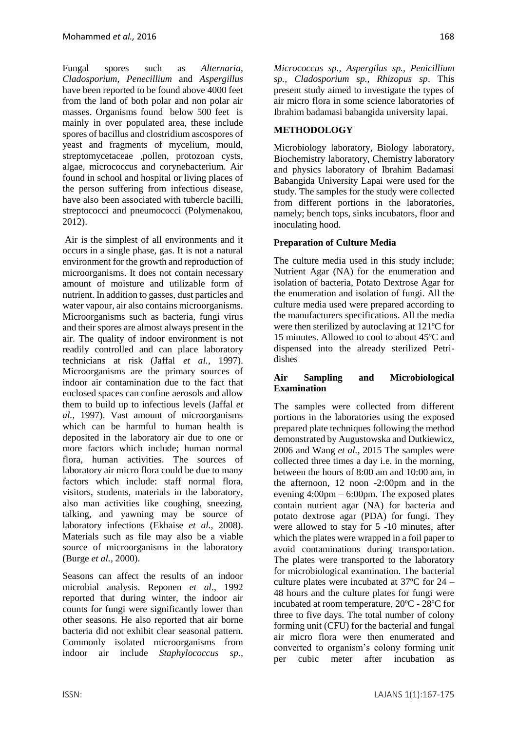Fungal spores such as *Alternaria*, *Cladosporium*, *Penecillium* and *Aspergillus* have been reported to be found above 4000 feet from the land of both polar and non polar air masses. Organisms found below 500 feet is mainly in over populated area, these include spores of bacillus and clostridium ascospores of yeast and fragments of mycelium, mould, streptomycetaceae ,pollen, protozoan cysts, algae, micrococcus and corynebacterium. Air found in school and hospital or living places of the person suffering from infectious disease, have also been associated with tubercle bacilli, streptococci and pneumococci (Polymenakou, 2012).

Air is the simplest of all environments and it occurs in a single phase, gas. It is not a natural environment for the growth and reproduction of microorganisms. It does not contain necessary amount of moisture and utilizable form of nutrient. In addition to gasses, dust particles and water vapour, air also contains microorganisms. Microorganisms such as bacteria, fungi virus and their spores are almost always present in the air. The quality of indoor environment is not readily controlled and can place laboratory technicians at risk (Jaffal *et al.,* 1997). Microorganisms are the primary sources of indoor air contamination due to the fact that enclosed spaces can confine aerosols and allow them to build up to infectious levels (Jaffal *et al.,* 1997). Vast amount of microorganisms which can be harmful to human health is deposited in the laboratory air due to one or more factors which include; human normal flora, human activities. The sources of laboratory air micro flora could be due to many factors which include: staff normal flora, visitors, students, materials in the laboratory, also man activities like coughing, sneezing, talking, and yawning may be source of laboratory infections (Ekhaise *et al.*, 2008). Materials such as file may also be a viable source of microorganisms in the laboratory (Burge *et al.,* 2000).

Seasons can affect the results of an indoor microbial analysis. Reponen *et al*., 1992 reported that during winter, the indoor air counts for fungi were significantly lower than other seasons. He also reported that air borne bacteria did not exhibit clear seasonal pattern. Commonly isolated microorganisms from indoor air include *Staphylococcus sp., Micrococcus sp., Aspergilus sp., Penicillium sp., Cladosporium sp., Rhizopus sp*. This present study aimed to investigate the types of air micro flora in some science laboratories of Ibrahim badamasi babangida university lapai.

## METHODOLOGY

Microbiology laboratory, Biology laboratory, Biochemistry laboratory, Chemistry laboratory and physics laboratory of Ibrahim Badamasi Babangida University Lapai were used for the study. The samples for the study were collected from different portions in the laboratories, namely; bench tops, sinks incubators, floor and inoculating hood.

### Preparation of Culture Media

The culture media used in this study include; Nutrient Agar (NA) for the enumeration and isolation of bacteria, Potato Dextrose Agar for the enumeration and isolation of fungi. All the culture media used were prepared according to the manufacturers specifications. All the media were then sterilized by autoclaving at 121ºC for 15 minutes. Allowed to cool to about 45ºC and dispensed into the already sterilized Petri-dishes

### Air Sampling and Microbiological Examination

The samples were collected from different portions in the laboratories using the exposed prepared plate techniques following the method demonstrated by Augustowska and Dutkiewicz, 2006 and Wang *et al.,* 2015 The samples were collected three times a day i.e. in the morning, between the hours of 8:00 am and 10:00 am, in the afternoon, 12 noon -2:00pm and in the evening 4:00pm – 6:00pm. The exposed plates contain nutrient agar (NA) for bacteria and potato dextrose agar (PDA) for fungi. They were allowed to stay for 5 -10 minutes, after which the plates were wrapped in a foil paper to avoid contaminations during transportation. The plates were transported to the laboratory for microbiological examination. The bacterial culture plates were incubated at 37ºC for 24 – 48 hours and the culture plates for fungi were incubated at room temperature, 20ºC - 28ºC for three to five days. The total number of colony forming unit (CFU) for the bacterial and fungal air micro flora were then enumerated and converted to organism's colony forming unit per cubic meter after incubation as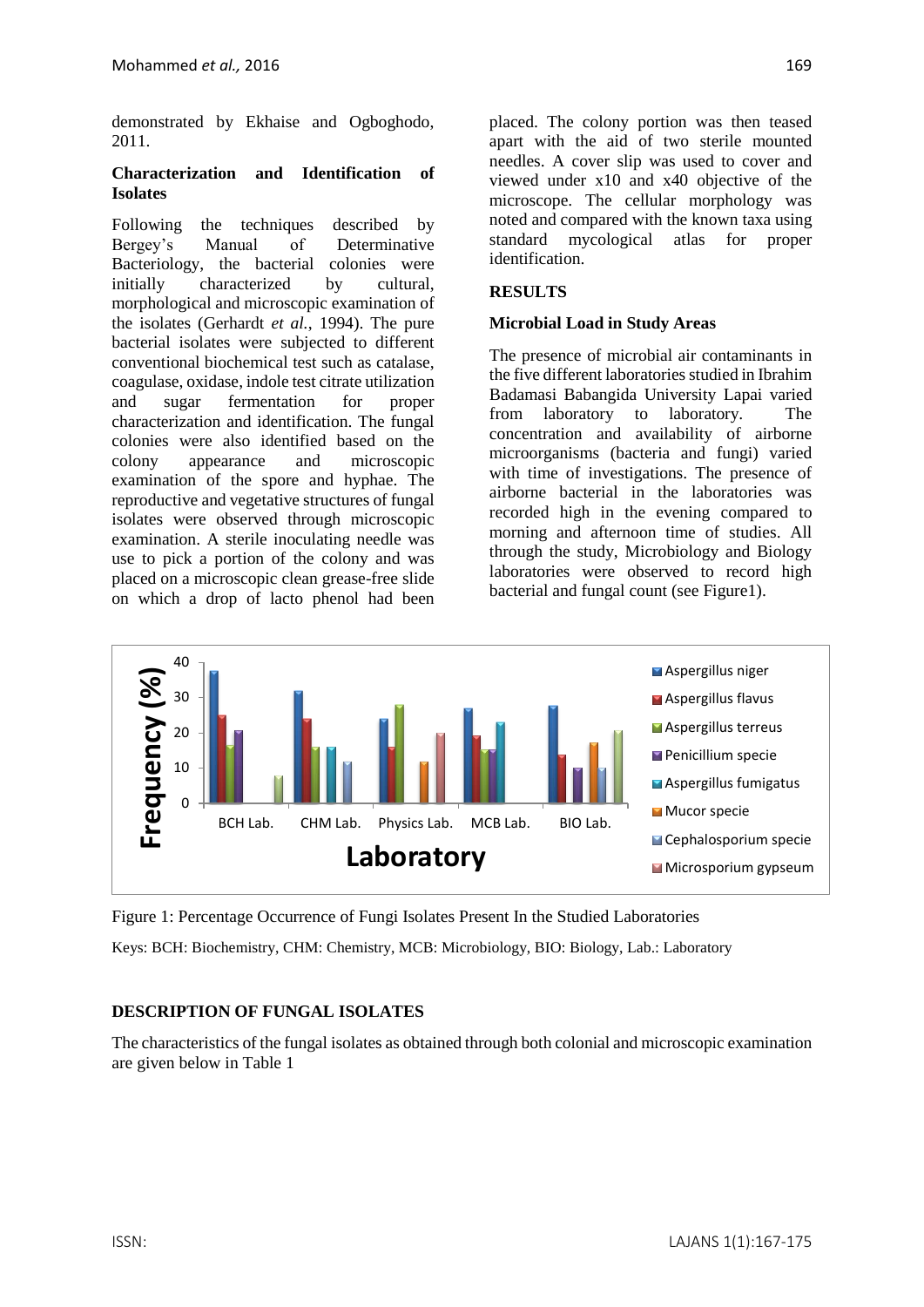demonstrated by Ekhaise and Ogboghodo, 2011.

**Characterization and Identification of Isolates**

Following the techniques described by Bergey's Manual of Determinative Bacteriology, the bacterial colonies were initially characterized by cultural, morphological and microscopic examination of the isolates (Gerhardt *et al.*, 1994). The pure bacterial isolates were subjected to different conventional biochemical test such as catalase, coagulase, oxidase, indole test citrate utilization and sugar fermentation for proper characterization and identification. The fungal colonies were also identified based on the colony appearance and microscopic examination of the spore and hyphae. The reproductive and vegetative structures of fungal isolates were observed through microscopic examination. A sterile inoculating needle was use to pick a portion of the colony and was placed on a microscopic clean grease-free slide on which a drop of lacto phenol had been placed. The colony portion was then teased apart with the aid of two sterile mounted needles. A cover slip was used to cover and viewed under x10 and x40 objective of the microscope. The cellular morphology was noted and compared with the known taxa using standard mycological atlas for proper identification.

## RESULTS

**Microbial Load in Study Areas**

The presence of microbial air contaminants in the five different laboratories studied in Ibrahim Badamasi Babangida University Lapai varied from laboratory to laboratory. The concentration and availability of airborne microorganisms (bacteria and fungi) varied with time of investigations. The presence of airborne bacterial in the laboratories was recorded high in the evening compared to morning and afternoon time of studies. All through the study, Microbiology and Biology laboratories were observed to record high bacterial and fungal count (see Figure1).

Figure 1: Percentage Occurrence of Fungi Isolates Present In the Studied Laboratories

Keys: BCH: Biochemistry, CHM: Chemistry, MCB: Microbiology, BIO: Biology, Lab.: Laboratory

## DESCRIPTION OF FUNGAL ISOLATES

The characteristics of the fungal isolates as obtained through both colonial and microscopic examination are given below in Table 1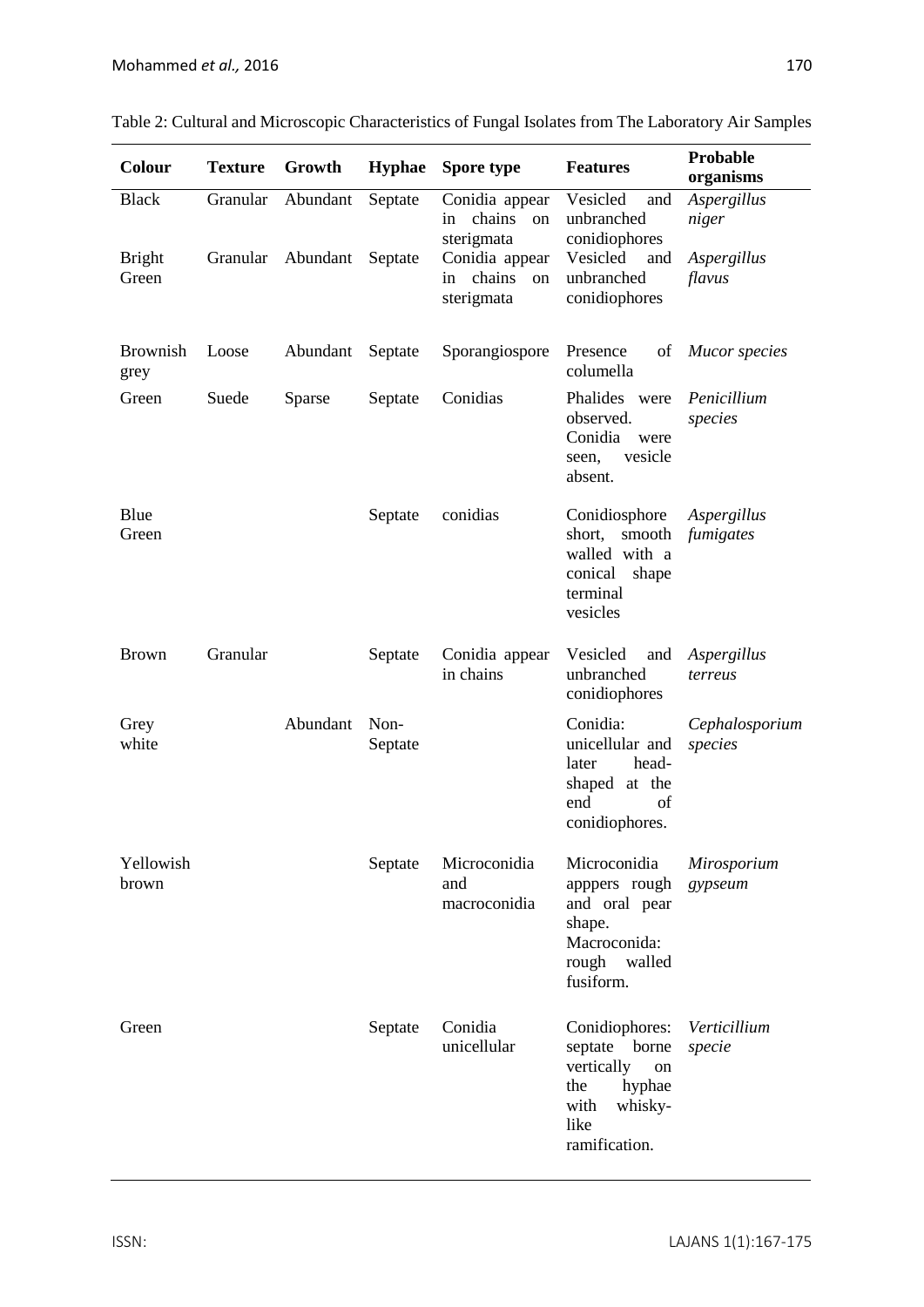Table 2: Cultural and Microscopic Characteristics of Fungal Isolates from The Laboratory Air Samples

| Colour | Texture | Growth | Hyphae | Spore type | Features | Probable organisms |
|---|---|---|---|---|---|---|
| Black | Granular | Abundant | Septate | Conidia appear in chains on sterigmata | Vesicled and unbranched conidiophores | *Aspergillus niger* |
| Bright Green | Granular | Abundant | Septate | Conidia appear in chains on sterigmata | Vesicled and unbranched conidiophores | *Aspergillus flavus* |
| Brownish grey | Loose | Abundant | Septate | Sporangiospore | Presence of columella | *Mucor species* |
| Green | Suede | Sparse | Septate | Conidias | Phalides were observed. Conidia were seen, vesicle absent. | *Penicillium species* |
| Blue Green | | | Septate | conidias | Conidiosphore short, smooth walled with a conical shape terminal vesicles | *Aspergillus fumigates* |
| Brown | Granular | | Septate | Conidia appear in chains | Vesicled and unbranched conidiophores | *Aspergillus terreus* |
| Grey white | | Abundant | Non-Septate | | Conidia: unicellular and later head-shaped at the end of conidiophores. | *Cephalosporium species* |
| Yellowish brown | | | Septate | Microconidia and macroconidia | Microconidia apppers rough and oral pear shape. Macroconida: rough walled fusiform. | *Mirosporium gypseum* |
| Green | | | Septate | Conidia unicellular | Conidiophores: septate borne vertically on the hyphae with whisky-like ramification. | *Verticillium specie* |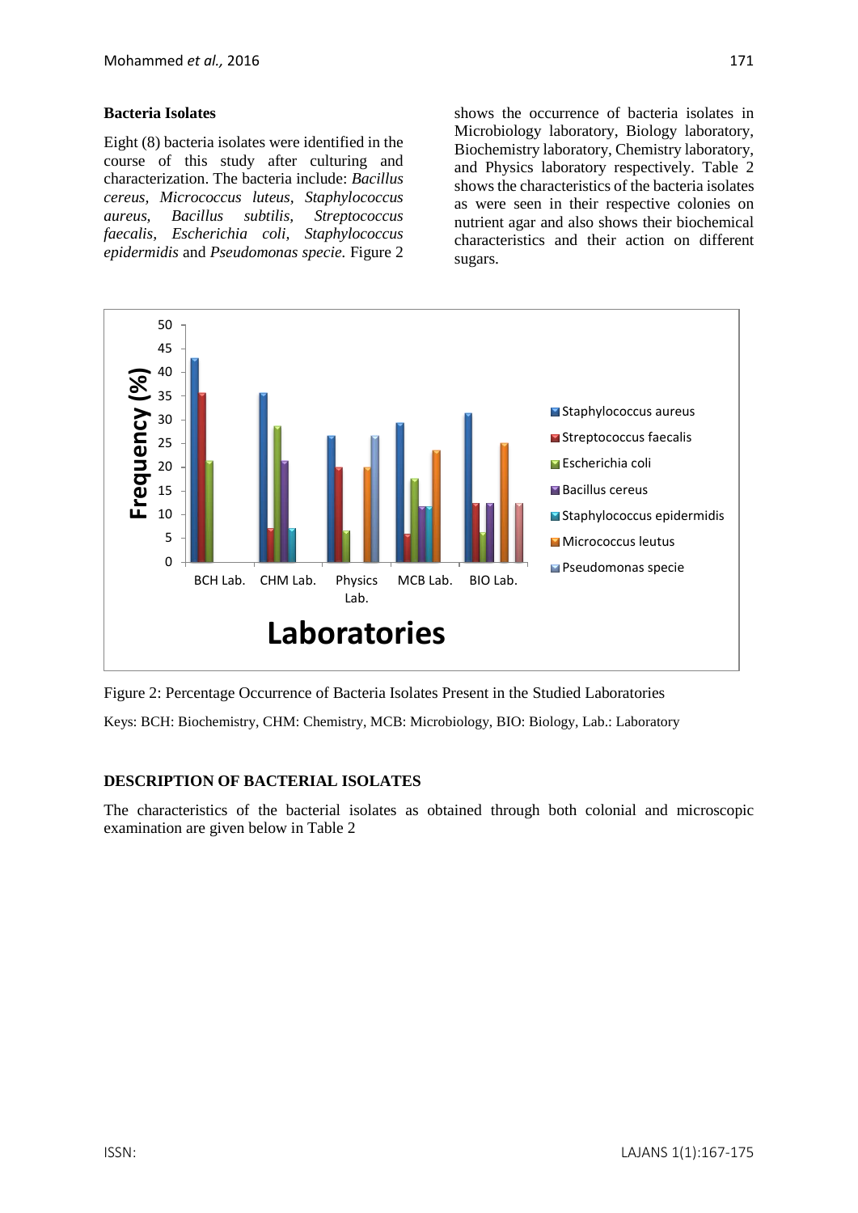### Bacteria Isolates

Eight (8) bacteria isolates were identified in the course of this study after culturing and characterization. The bacteria include: *Bacillus cereus*, *Micrococcus luteus*, *Staphylococcus aureus*, *Bacillus subtilis*, *Streptococcus faecalis*, *Escherichia coli*, *Staphylococcus epidermidis* and *Pseudomonas specie.* Figure 2 shows the occurrence of bacteria isolates in Microbiology laboratory, Biology laboratory, Biochemistry laboratory, Chemistry laboratory, and Physics laboratory respectively. Table 2 shows the characteristics of the bacteria isolates as were seen in their respective colonies on nutrient agar and also shows their biochemical characteristics and their action on different sugars.

Figure 2: Percentage Occurrence of Bacteria Isolates Present in the Studied Laboratories

Keys: BCH: Biochemistry, CHM: Chemistry, MCB: Microbiology, BIO: Biology, Lab.: Laboratory

## DESCRIPTION OF BACTERIAL ISOLATES

The characteristics of the bacterial isolates as obtained through both colonial and microscopic examination are given below in Table 2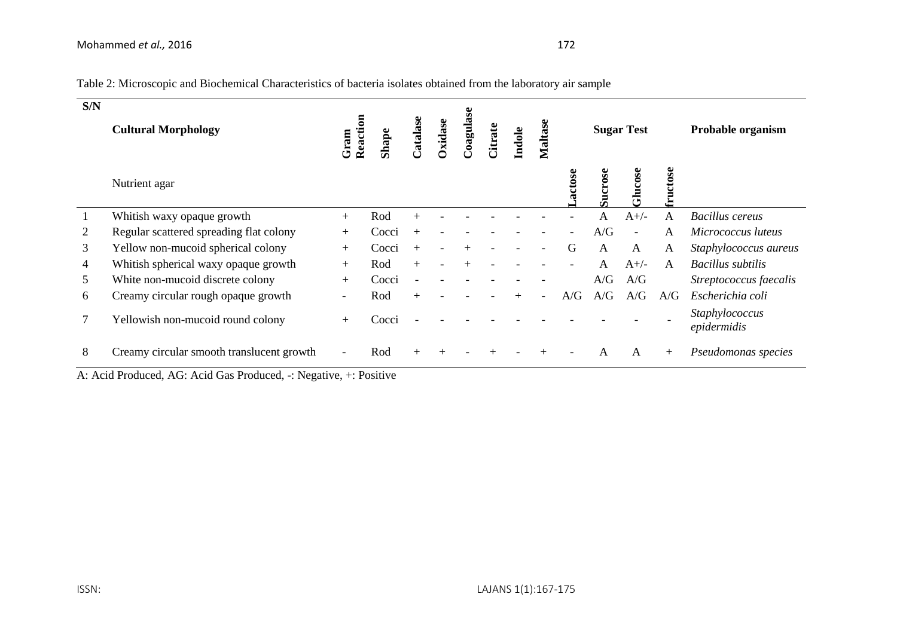Table 2: Microscopic and Biochemical Characteristics of bacteria isolates obtained from the laboratory air sample

| S/N | Cultural Morphology | Gram Reaction | Shape | Catalase | Oxidase | Coagulase | Citrate | Indole | Maltase | Sugar Test | | | | Probable organism |
|---|---|---|---|---|---|---|---|---|---|---|---|---|---|---|
| | Nutrient agar | | | | | | | | | Lactose | Sucrose | Glucose | fructose | |
| 1 | Whitish waxy opaque growth | + | Rod | + | - | - | - | - | - | - | A | A+/- | A | *Bacillus cereus* |
| 2 | Regular scattered spreading flat colony | + | Cocci | + | - | - | - | - | - | - | A/G | - | A | *Micrococcus luteus* |
| 3 | Yellow non-mucoid spherical colony | + | Cocci | + | - | + | - | - | - | G | A | A | A | *Staphylococcus aureus* |
| 4 | Whitish spherical waxy opaque growth | + | Rod | + | - | + | - | - | - | - | A | A+/- | A | *Bacillus subtilis* |
| 5 | White non-mucoid discrete colony | + | Cocci | - | - | - | - | - | - | | A/G | A/G | | *Streptococcus faecalis* |
| 6 | Creamy circular rough opaque growth | - | Rod | + | - | - | - | + | - | A/G | A/G | A/G | A/G | *Escherichia coli* |
| 7 | Yellowish non-mucoid round colony | + | Cocci | - | - | - | - | - | - | - | - | - | - | *Staphylococcus epidermidis* |
| 8 | Creamy circular smooth translucent growth | - | Rod | + | + | - | + | - | + | - | A | A | + | *Pseudomonas species* |

A: Acid Produced, AG: Acid Gas Produced, -: Negative, +: Positive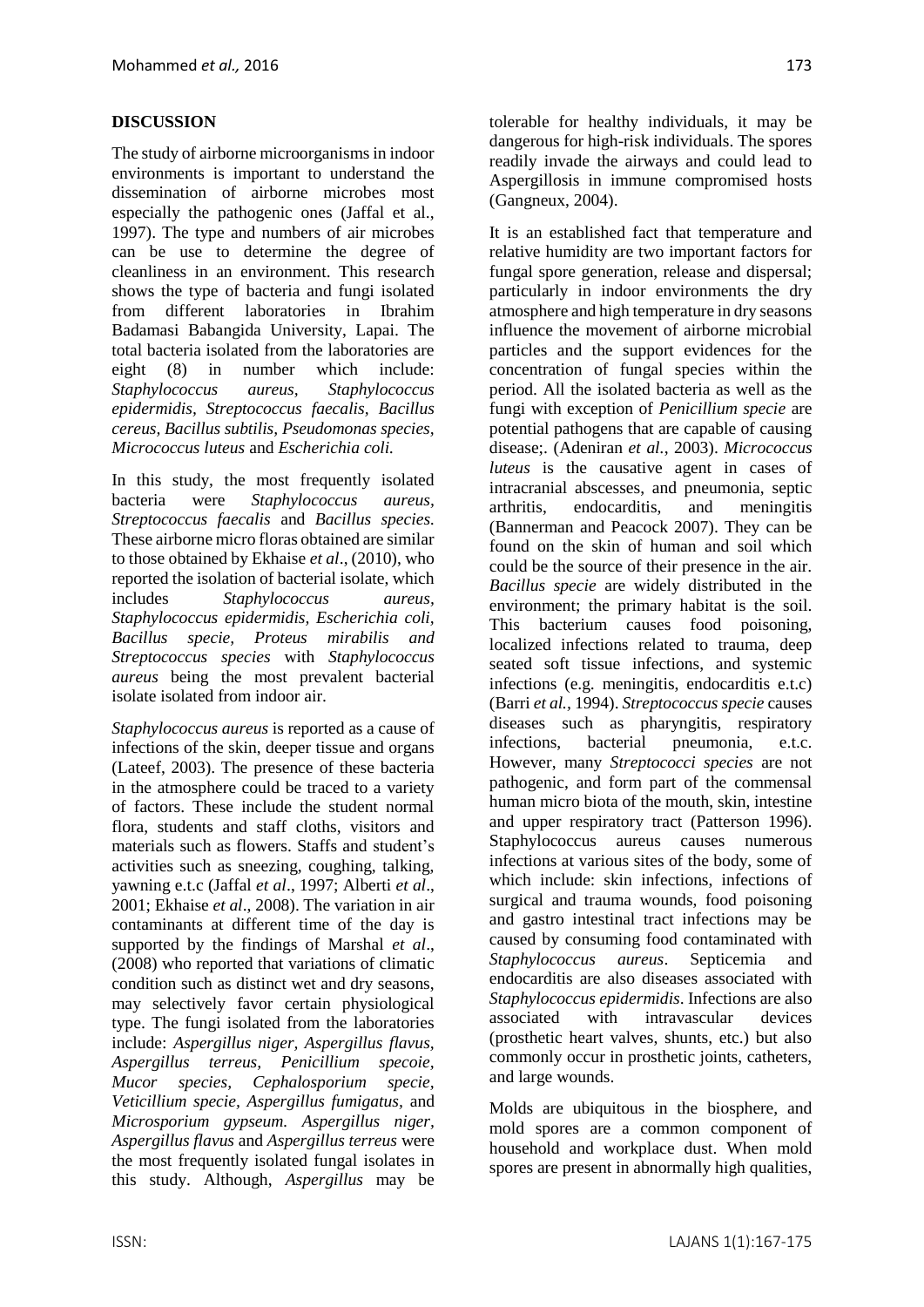## DISCUSSION

The study of airborne microorganisms in indoor environments is important to understand the dissemination of airborne microbes most especially the pathogenic ones (Jaffal et al., 1997). The type and numbers of air microbes can be use to determine the degree of cleanliness in an environment. This research shows the type of bacteria and fungi isolated from different laboratories in Ibrahim Badamasi Babangida University, Lapai. The total bacteria isolated from the laboratories are eight (8) in number which include: *Staphylococcus aureus, Staphylococcus epidermidis, Streptococcus faecalis, Bacillus cereus, Bacillus subtilis, Pseudomonas species, Micrococcus luteus* and *Escherichia coli.*

In this study, the most frequently isolated bacteria were *Staphylococcus aureus, Streptococcus faecalis* and *Bacillus species.* These airborne micro floras obtained are similar to those obtained by Ekhaise *et al*., (2010), who reported the isolation of bacterial isolate, which includes *Staphylococcus aureus, Staphylococcus epidermidis, Escherichia coli, Bacillus specie, Proteus mirabilis and Streptococcus species* with *Staphylococcus aureus* being the most prevalent bacterial isolate isolated from indoor air.

*Staphylococcus aureus* is reported as a cause of infections of the skin, deeper tissue and organs (Lateef, 2003). The presence of these bacteria in the atmosphere could be traced to a variety of factors. These include the student normal flora, students and staff cloths, visitors and materials such as flowers. Staffs and student's activities such as sneezing, coughing, talking, yawning e.t.c (Jaffal *et al*., 1997; Alberti *et al*., 2001; Ekhaise *et al*., 2008). The variation in air contaminants at different time of the day is supported by the findings of Marshal *et al*., (2008) who reported that variations of climatic condition such as distinct wet and dry seasons, may selectively favor certain physiological type. The fungi isolated from the laboratories include: *Aspergillus niger, Aspergillus flavus, Aspergillus terreus, Penicillium specoie, Mucor species, Cephalosporium specie, Veticillium specie, Aspergillus fumigatus,* and *Microsporium gypseum. Aspergillus niger, Aspergillus flavus* and *Aspergillus terreus* were the most frequently isolated fungal isolates in this study. Although, *Aspergillus* may be tolerable for healthy individuals, it may be dangerous for high-risk individuals. The spores readily invade the airways and could lead to Aspergillosis in immune compromised hosts (Gangneux, 2004).

It is an established fact that temperature and relative humidity are two important factors for fungal spore generation, release and dispersal; particularly in indoor environments the dry atmosphere and high temperature in dry seasons influence the movement of airborne microbial particles and the support evidences for the concentration of fungal species within the period. All the isolated bacteria as well as the fungi with exception of *Penicillium specie* are potential pathogens that are capable of causing disease;. (Adeniran *et al.*, 2003). *Micrococcus luteus* is the causative agent in cases of intracranial abscesses, and pneumonia, septic arthritis, endocarditis, and meningitis (Bannerman and Peacock 2007). They can be found on the skin of human and soil which could be the source of their presence in the air. *Bacillus specie* are widely distributed in the environment; the primary habitat is the soil. This bacterium causes food poisoning, localized infections related to trauma, deep seated soft tissue infections, and systemic infections (e.g. meningitis, endocarditis e.t.c) (Barri *et al.*, 1994). *Streptococcus specie* causes diseases such as pharyngitis, respiratory infections, bacterial pneumonia, e.t.c. However, many *Streptococci species* are not pathogenic, and form part of the commensal human micro biota of the mouth, skin, intestine and upper respiratory tract (Patterson 1996). Staphylococcus aureus causes numerous infections at various sites of the body, some of which include: skin infections, infections of surgical and trauma wounds, food poisoning and gastro intestinal tract infections may be caused by consuming food contaminated with *Staphylococcus aureus*. Septicemia and endocarditis are also diseases associated with *Staphylococcus epidermidis*. Infections are also associated with intravascular devices (prosthetic heart valves, shunts, etc.) but also commonly occur in prosthetic joints, catheters, and large wounds.

Molds are ubiquitous in the biosphere, and mold spores are a common component of household and workplace dust. When mold spores are present in abnormally high qualities,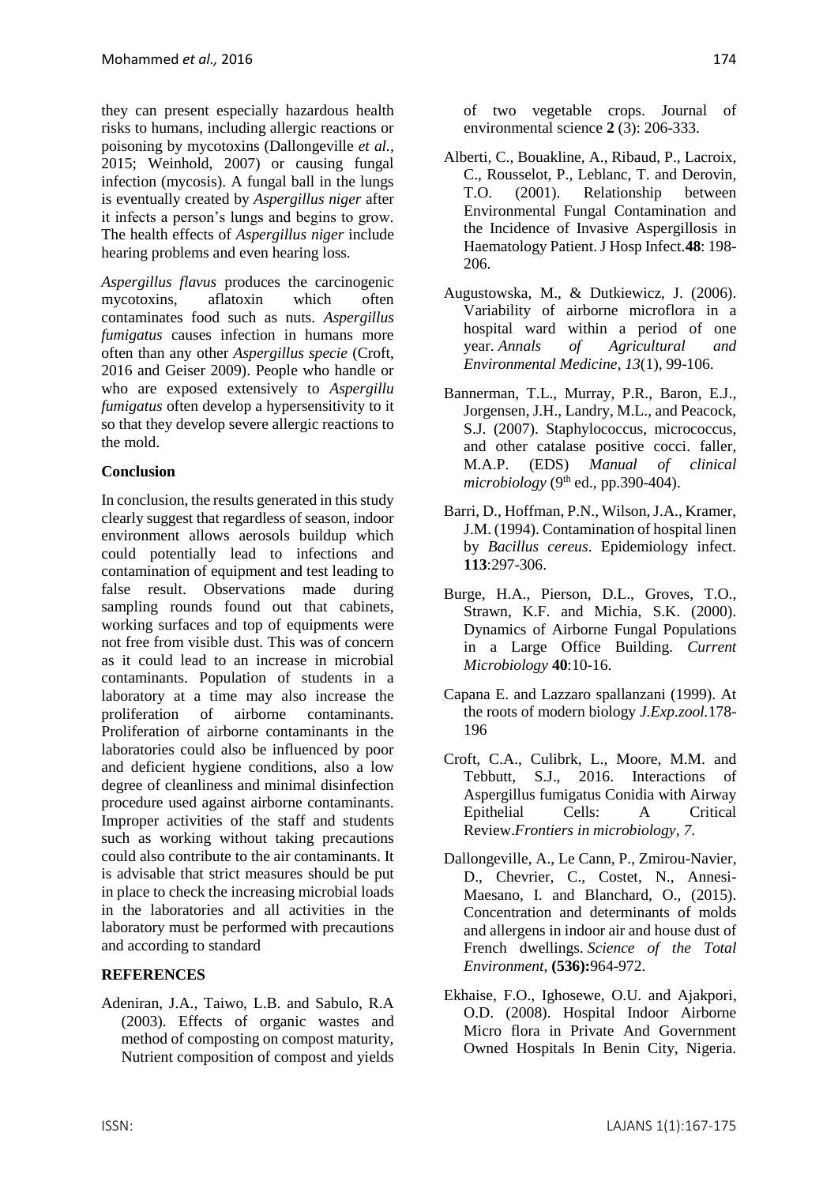they can present especially hazardous health risks to humans, including allergic reactions or poisoning by mycotoxins (Dallongeville *et al.*, 2015; Weinhold, 2007) or causing fungal infection (mycosis). A fungal ball in the lungs is eventually created by *Aspergillus niger* after it infects a person's lungs and begins to grow. The health effects of *Aspergillus niger* include hearing problems and even hearing loss.

*Aspergillus flavus* produces the carcinogenic mycotoxins, aflatoxin which often contaminates food such as nuts. *Aspergillus fumigatus* causes infection in humans more often than any other *Aspergillus specie* (Croft, 2016 and Geiser 2009). People who handle or who are exposed extensively to *Aspergillu fumigatus* often develop a hypersensitivity to it so that they develop severe allergic reactions to the mold.

**Conclusion**

In conclusion, the results generated in this study clearly suggest that regardless of season, indoor environment allows aerosols buildup which could potentially lead to infections and contamination of equipment and test leading to false result. Observations made during sampling rounds found out that cabinets, working surfaces and top of equipments were not free from visible dust. This was of concern as it could lead to an increase in microbial contaminants. Population of students in a laboratory at a time may also increase the proliferation of airborne contaminants. Proliferation of airborne contaminants in the laboratories could also be influenced by poor and deficient hygiene conditions, also a low degree of cleanliness and minimal disinfection procedure used against airborne contaminants. Improper activities of the staff and students such as working without taking precautions could also contribute to the air contaminants. It is advisable that strict measures should be put in place to check the increasing microbial loads in the laboratories and all activities in the laboratory must be performed with precautions and according to standard

**REFERENCES**

Adeniran, J.A., Taiwo, L.B. and Sabulo, R.A (2003). Effects of organic wastes and method of composting on compost maturity, Nutrient composition of compost and yields of two vegetable crops. Journal of environmental science **2** (3): 206-333.

Alberti, C., Bouakline, A., Ribaud, P., Lacroix, C., Rousselot, P., Leblanc, T. and Derovin, T.O. (2001). Relationship between Environmental Fungal Contamination and the Incidence of Invasive Aspergillosis in Haematology Patient. J Hosp Infect.**48**: 198-206.

Augustowska, M., & Dutkiewicz, J. (2006). Variability of airborne microflora in a hospital ward within a period of one year. *Annals of Agricultural and Environmental Medicine*, *13*(1), 99-106.

Bannerman, T.L., Murray, P.R., Baron, E.J., Jorgensen, J.H., Landry, M.L., and Peacock, S.J. (2007). Staphylococcus, micrococcus, and other catalase positive cocci. faller, M.A.P. (EDS) *Manual of clinical microbiology* (9th ed., pp.390-404).

Barri, D., Hoffman, P.N., Wilson, J.A., Kramer, J.M. (1994). Contamination of hospital linen by *Bacillus cereus*. Epidemiology infect. **113**:297-306.

Burge, H.A., Pierson, D.L., Groves, T.O., Strawn, K.F. and Michia, S.K. (2000). Dynamics of Airborne Fungal Populations in a Large Office Building. *Current Microbiology* **40**:10-16.

Capana E. and Lazzaro spallanzani (1999). At the roots of modern biology *J.Exp.zool.*178-196

Croft, C.A., Culibrk, L., Moore, M.M. and Tebbutt, S.J., 2016. Interactions of Aspergillus fumigatus Conidia with Airway Epithelial Cells: A Critical Review.*Frontiers in microbiology*, *7*.

Dallongeville, A., Le Cann, P., Zmirou-Navier, D., Chevrier, C., Costet, N., Annesi-Maesano, I. and Blanchard, O., (2015). Concentration and determinants of molds and allergens in indoor air and house dust of French dwellings. *Science of the Total Environment*, **(536):**964-972.

Ekhaise, F.O., Ighosewe, O.U. and Ajakpori, O.D. (2008). Hospital Indoor Airborne Micro flora in Private And Government Owned Hospitals In Benin City, Nigeria.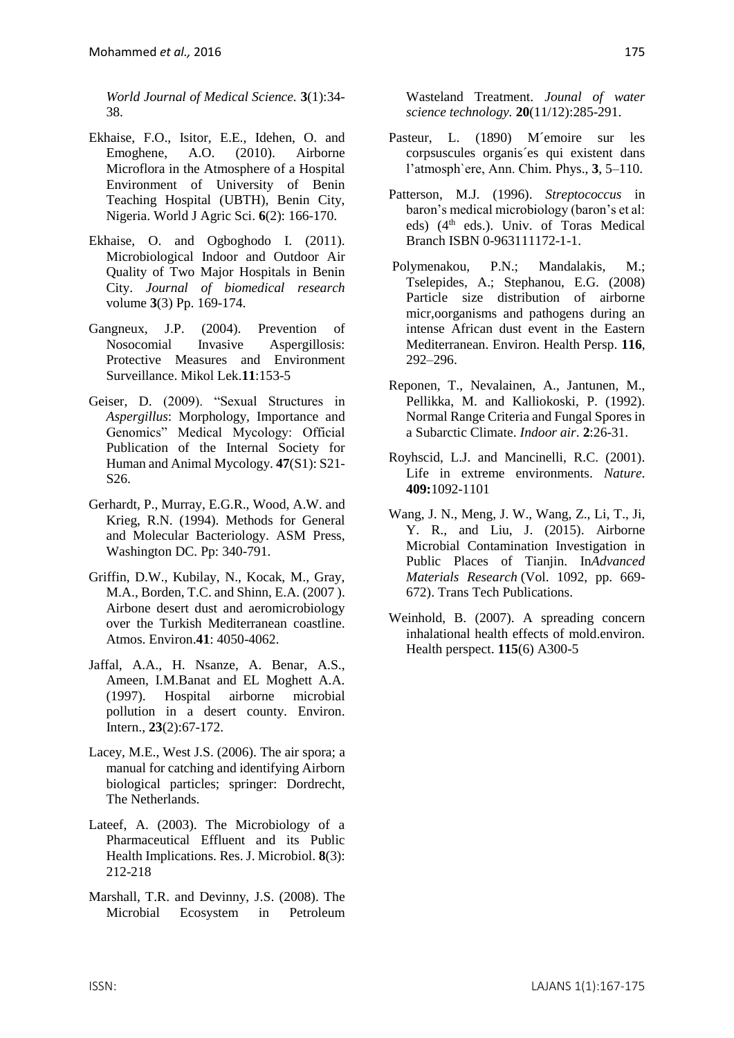*World Journal of Medical Science.* **3**(1):34-38.

Ekhaise, F.O., Isitor, E.E., Idehen, O. and Emoghene, A.O. (2010). Airborne Microflora in the Atmosphere of a Hospital Environment of University of Benin Teaching Hospital (UBTH), Benin City, Nigeria. World J Agric Sci. **6**(2): 166-170.

Ekhaise, O. and Ogboghodo I. (2011). Microbiological Indoor and Outdoor Air Quality of Two Major Hospitals in Benin City. *Journal of biomedical research* volume **3**(3) Pp. 169-174.

Gangneux, J.P. (2004). Prevention of Nosocomial Invasive Aspergillosis: Protective Measures and Environment Surveillance. Mikol Lek.**11**:153-5

Geiser, D. (2009). "Sexual Structures in *Aspergillus*: Morphology, Importance and Genomics" Medical Mycology: Official Publication of the Internal Society for Human and Animal Mycology. **47**(S1): S21-S26.

Gerhardt, P., Murray, E.G.R., Wood, A.W. and Krieg, R.N. (1994). Methods for General and Molecular Bacteriology. ASM Press, Washington DC. Pp: 340-791.

Griffin, D.W., Kubilay, N., Kocak, M., Gray, M.A., Borden, T.C. and Shinn, E.A. (2007 ). Airbone desert dust and aeromicrobiology over the Turkish Mediterranean coastline. Atmos. Environ.**41**: 4050-4062.

Jaffal, A.A., H. Nsanze, A. Benar, A.S., Ameen, I.M.Banat and EL Moghett A.A. (1997). Hospital airborne microbial pollution in a desert county. Environ. Intern., **23**(2):67-172.

Lacey, M.E., West J.S. (2006). The air spora; a manual for catching and identifying Airborn biological particles; springer: Dordrecht, The Netherlands.

Lateef, A. (2003). The Microbiology of a Pharmaceutical Effluent and its Public Health Implications. Res. J. Microbiol. **8**(3): 212-218

Marshall, T.R. and Devinny, J.S. (2008). The Microbial Ecosystem in Petroleum Wasteland Treatment. *Jounal of water science technology.* **20**(11/12):285-291.

Pasteur, L. (1890) M´emoire sur les corpsuscules organis´es qui existent dans l'atmosph`ere, Ann. Chim. Phys., **3**, 5–110.

Patterson, M.J. (1996). *Streptococcus* in baron's medical microbiology (baron's et al: eds) (4th eds.). Univ. of Toras Medical Branch ISBN 0-963111172-1-1.

Polymenakou, P.N.; Mandalakis, M.; Tselepides, A.; Stephanou, E.G. (2008) Particle size distribution of airborne micr,oorganisms and pathogens during an intense African dust event in the Eastern Mediterranean. Environ. Health Persp. **116**, 292–296.

Reponen, T., Nevalainen, A., Jantunen, M., Pellikka, M. and Kalliokoski, P. (1992). Normal Range Criteria and Fungal Spores in a Subarctic Climate. *Indoor air*. **2**:26-31.

Royhscid, L.J. and Mancinelli, R.C. (2001). Life in extreme environments. *Nature.* **409:**1092-1101

Wang, J. N., Meng, J. W., Wang, Z., Li, T., Ji, Y. R., and Liu, J. (2015). Airborne Microbial Contamination Investigation in Public Places of Tianjin. In*Advanced Materials Research* (Vol. 1092, pp. 669-672). Trans Tech Publications.

Weinhold, B. (2007). A spreading concern inhalational health effects of mold.environ. Health perspect. **115**(6) A300-5